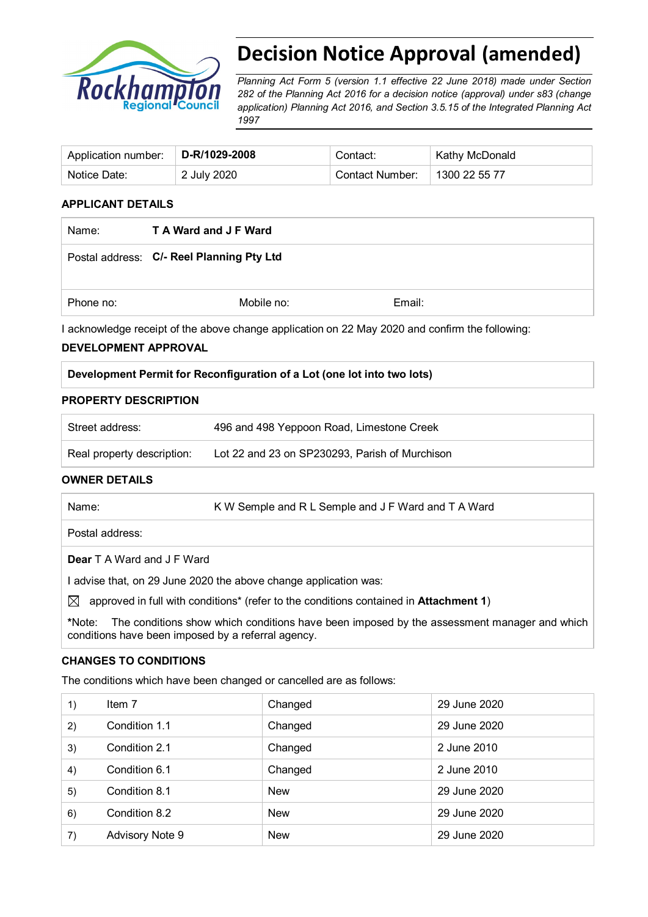# Decision Notice Approval (amended)

*Planning Act Form 5 (version 1.1 effective 22 June 2018) made under Section 282 of the Planning Act 2016 for a decision notice (approval) under s83 (change application) Planning Act 2016, and Section 3.5.15 of the Integrated Planning Act 1997*

| Application number: | **D-R/1029-2008** | Contact: | Kathy McDonald |
|---|---|---|---|
| Notice Date: | 2 July 2020 | Contact Number: | 1300 22 55 77 |

## APPLICANT DETAILS

| Name: | **T A Ward and J F Ward** | |
|---|---|---|
| Postal address: | **C/- Reel Planning Pty Ltd** | |
| Phone no: | Mobile no: | Email: |

I acknowledge receipt of the above change application on 22 May 2020 and confirm the following:

## DEVELOPMENT APPROVAL

**Development Permit for Reconfiguration of a Lot (one lot into two lots)**

## PROPERTY DESCRIPTION

| Street address: | 496 and 498 Yeppoon Road, Limestone Creek |
|---|---|
| Real property description: | Lot 22 and 23 on SP230293, Parish of Murchison |

## OWNER DETAILS

| Name: | K W Semple and R L Semple and J F Ward and T A Ward |
|---|---|
| Postal address: | |

**Dear** T A Ward and J F Ward

I advise that, on 29 June 2020 the above change application was:

☒ approved in full with conditions* (refer to the conditions contained in **Attachment 1**)

***Note:** The conditions show which conditions have been imposed by the assessment manager and which conditions have been imposed by a referral agency.

## CHANGES TO CONDITIONS

The conditions which have been changed or cancelled are as follows:

| | | | |
|---|---|---|---|
| 1) | Item 7 | Changed | 29 June 2020 |
| 2) | Condition 1.1 | Changed | 29 June 2020 |
| 3) | Condition 2.1 | Changed | 2 June 2010 |
| 4) | Condition 6.1 | Changed | 2 June 2010 |
| 5) | Condition 8.1 | New | 29 June 2020 |
| 6) | Condition 8.2 | New | 29 June 2020 |
| 7) | Advisory Note 9 | New | 29 June 2020 |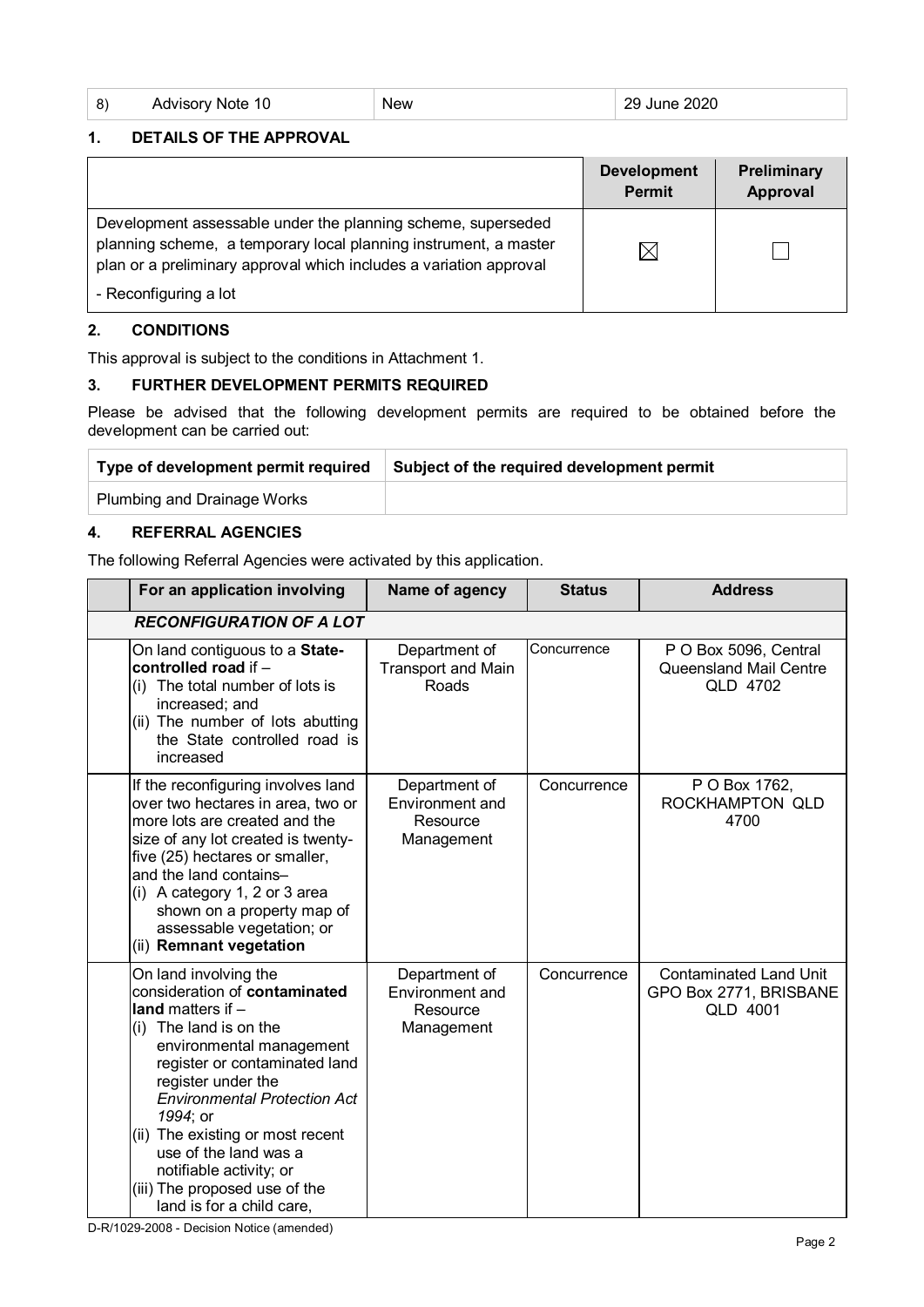| 8) | Advisory Note 10 | New | 29 June 2020 |
|---|---|---|---|

## 1. DETAILS OF THE APPROVAL

| | Development Permit | Preliminary Approval |
|---|---|---|
| Development assessable under the planning scheme, superseded planning scheme, a temporary local planning instrument, a master plan or a preliminary approval which includes a variation approval<br><br>- Reconfiguring a lot | ☒ | ☐ |

## 2. CONDITIONS

This approval is subject to the conditions in Attachment 1.

## 3. FURTHER DEVELOPMENT PERMITS REQUIRED

Please be advised that the following development permits are required to be obtained before the development can be carried out:

| Type of development permit required | Subject of the required development permit |
|---|---|
| Plumbing and Drainage Works | |

## 4. REFERRAL AGENCIES

The following Referral Agencies were activated by this application.

| | For an application involving | Name of agency | Status | Address |
|---|---|---|---|---|
| | ***RECONFIGURATION OF A LOT*** | | | |
| | On land contiguous to a **State-controlled road** if –<br>(i) The total number of lots is increased; and<br>(ii) The number of lots abutting the State controlled road is increased | Department of Transport and Main Roads | Concurrence | P O Box 5096, Central Queensland Mail Centre QLD 4702 |
| | If the reconfiguring involves land over two hectares in area, two or more lots are created and the size of any lot created is twenty-five (25) hectares or smaller, and the land contains–<br>(i) A category 1, 2 or 3 area shown on a property map of assessable vegetation; or<br>(ii) **Remnant vegetation** | Department of Environment and Resource Management | Concurrence | P O Box 1762, ROCKHAMPTON QLD 4700 |
| | On land involving the consideration of **contaminated land** matters if –<br>(i) The land is on the environmental management register or contaminated land register under the *Environmental Protection Act 1994*; or<br>(ii) The existing or most recent use of the land was a notifiable activity; or<br>(iii) The proposed use of the land is for a child care, | Department of Environment and Resource Management | Concurrence | Contaminated Land Unit GPO Box 2771, BRISBANE QLD 4001 |

D-R/1029-2008 - Decision Notice (amended)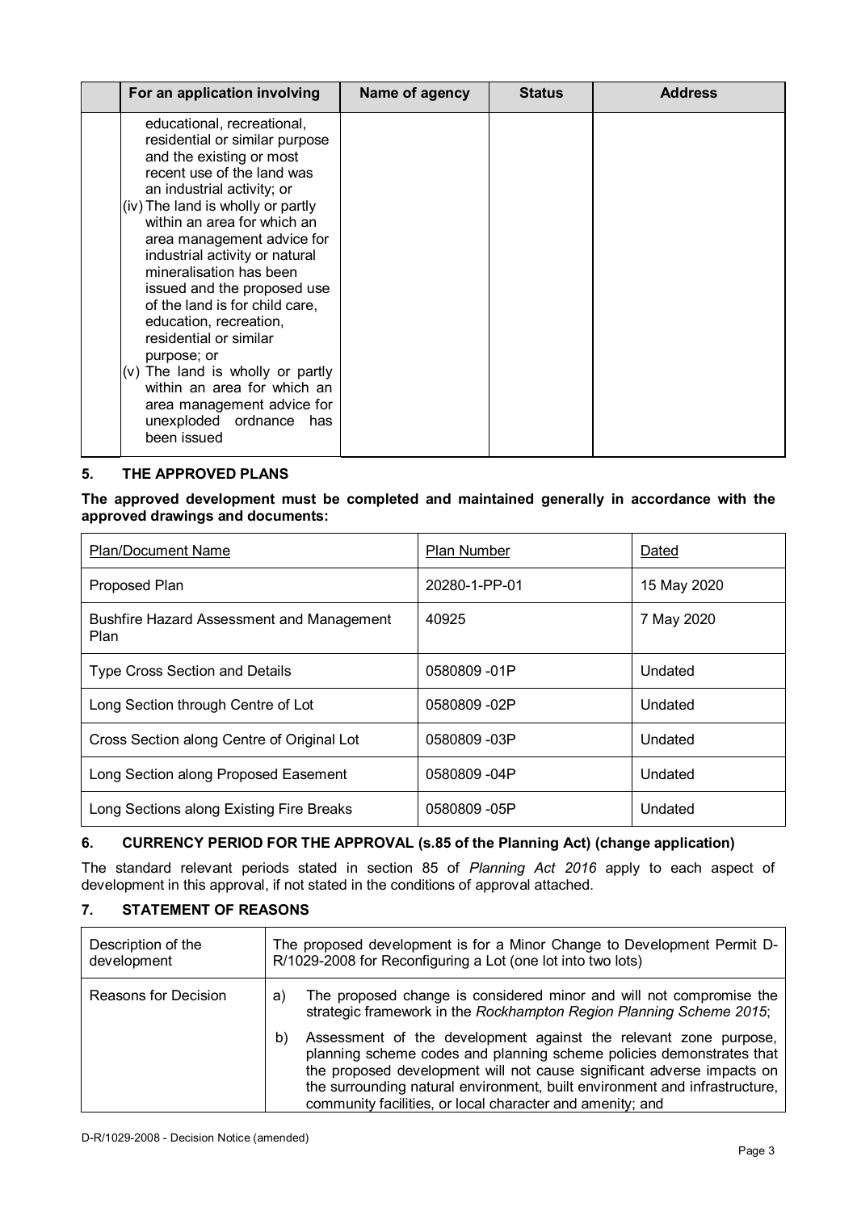| | For an application involving | Name of agency | Status | Address |
|---|---|---|---|---|
| | educational, recreational, residential or similar purpose and the existing or most recent use of the land was an industrial activity; or<br>(iv) The land is wholly or partly within an area for which an area management advice for industrial activity or natural mineralisation has been issued and the proposed use of the land is for child care, education, recreation, residential or similar purpose; or<br>(v) The land is wholly or partly within an area for which an area management advice for unexploded ordnance has been issued | | | |

## 5. THE APPROVED PLANS

**The approved development must be completed and maintained generally in accordance with the approved drawings and documents:**

| Plan/Document Name | Plan Number | Dated |
|---|---|---|
| Proposed Plan | 20280-1-PP-01 | 15 May 2020 |
| Bushfire Hazard Assessment and Management Plan | 40925 | 7 May 2020 |
| Type Cross Section and Details | 0580809 -01P | Undated |
| Long Section through Centre of Lot | 0580809 -02P | Undated |
| Cross Section along Centre of Original Lot | 0580809 -03P | Undated |
| Long Section along Proposed Easement | 0580809 -04P | Undated |
| Long Sections along Existing Fire Breaks | 0580809 -05P | Undated |

## 6. CURRENCY PERIOD FOR THE APPROVAL (s.85 of the Planning Act) (change application)

The standard relevant periods stated in section 85 of *Planning Act 2016* apply to each aspect of development in this approval, if not stated in the conditions of approval attached.

## 7. STATEMENT OF REASONS

| Description of the development | The proposed development is for a Minor Change to Development Permit D-R/1029-2008 for Reconfiguring a Lot (one lot into two lots) |
|---|---|
| Reasons for Decision | a) The proposed change is considered minor and will not compromise the strategic framework in the *Rockhampton Region Planning Scheme 2015*;<br>b) Assessment of the development against the relevant zone purpose, planning scheme codes and planning scheme policies demonstrates that the proposed development will not cause significant adverse impacts on the surrounding natural environment, built environment and infrastructure, community facilities, or local character and amenity; and |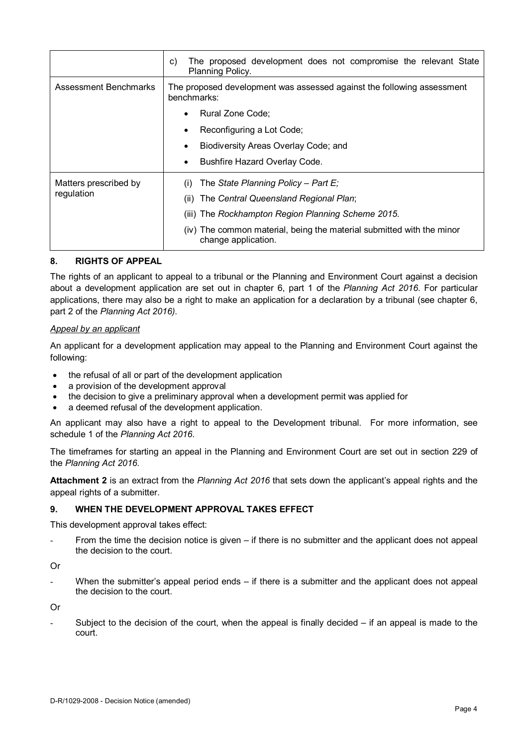| | |
|---|---|
| | c) The proposed development does not compromise the relevant State Planning Policy. |
| Assessment Benchmarks | The proposed development was assessed against the following assessment benchmarks:<br>• Rural Zone Code;<br>• Reconfiguring a Lot Code;<br>• Biodiversity Areas Overlay Code; and<br>• Bushfire Hazard Overlay Code. |
| Matters prescribed by regulation | (i) The *State Planning Policy – Part E;*<br>(ii) The *Central Queensland Regional Plan*;<br>(iii) The *Rockhampton Region Planning Scheme 2015.*<br>(iv) The common material, being the material submitted with the minor change application. |

## 8. RIGHTS OF APPEAL

The rights of an applicant to appeal to a tribunal or the Planning and Environment Court against a decision about a development application are set out in chapter 6, part 1 of the *Planning Act 2016*. For particular applications, there may also be a right to make an application for a declaration by a tribunal (see chapter 6, part 2 of the *Planning Act 2016).*

*Appeal by an applicant*

An applicant for a development application may appeal to the Planning and Environment Court against the following:

- the refusal of all or part of the development application
- a provision of the development approval
- the decision to give a preliminary approval when a development permit was applied for
- a deemed refusal of the development application.

An applicant may also have a right to appeal to the Development tribunal. For more information, see schedule 1 of the *Planning Act 2016*.

The timeframes for starting an appeal in the Planning and Environment Court are set out in section 229 of the *Planning Act 2016*.

**Attachment 2** is an extract from the *Planning Act 2016* that sets down the applicant's appeal rights and the appeal rights of a submitter.

## 9. WHEN THE DEVELOPMENT APPROVAL TAKES EFFECT

This development approval takes effect:

- From the time the decision notice is given – if there is no submitter and the applicant does not appeal the decision to the court.

Or

- When the submitter's appeal period ends – if there is a submitter and the applicant does not appeal the decision to the court.

Or

- Subject to the decision of the court, when the appeal is finally decided – if an appeal is made to the court.

D-R/1029-2008 - Decision Notice (amended)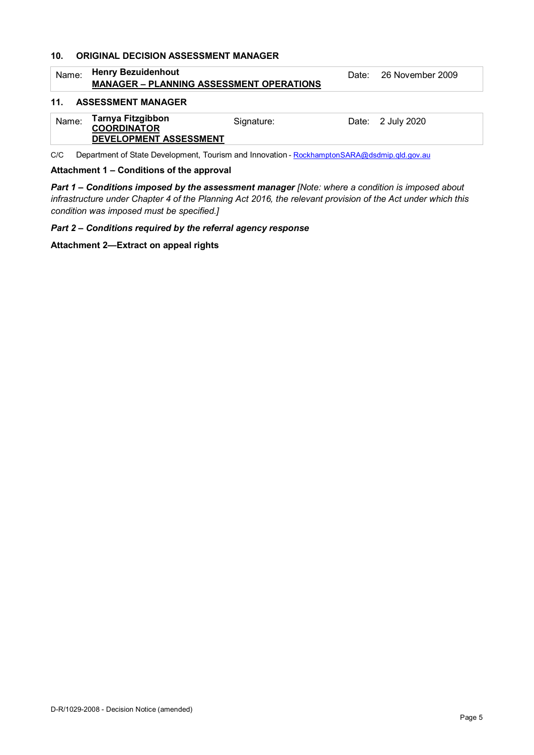## 10. ORIGINAL DECISION ASSESSMENT MANAGER

| Name: | **Henry Bezuidenhout**<br>**MANAGER – PLANNING ASSESSMENT OPERATIONS** | Date: | 26 November 2009 |
|---|---|---|---|

## 11. ASSESSMENT MANAGER

| Name: | **Tarnya Fitzgibbon**<br>**COORDINATOR**<br>**DEVELOPMENT ASSESSMENT** | Signature: | Date: 2 July 2020 |
|---|---|---|---|

C/C Department of State Development, Tourism and Innovation - RockhamptonSARA@dsdmip.qld.gov.au

**Attachment 1 – Conditions of the approval**

***Part 1 – Conditions imposed by the assessment manager*** *[Note: where a condition is imposed about infrastructure under Chapter 4 of the Planning Act 2016, the relevant provision of the Act under which this condition was imposed must be specified.]*

***Part 2 – Conditions required by the referral agency response***

**Attachment 2—Extract on appeal rights**

D-R/1029-2008 - Decision Notice (amended)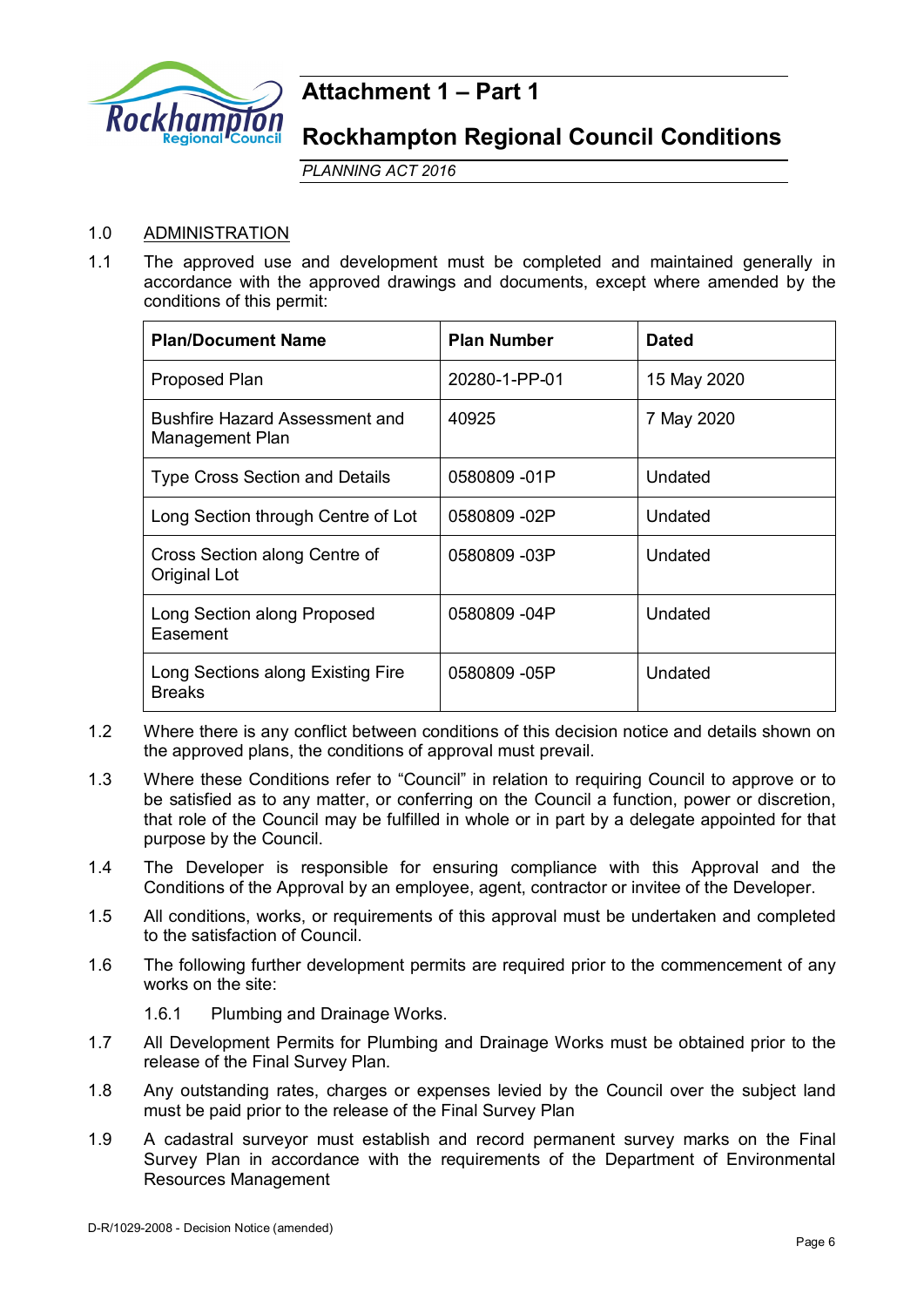# Attachment 1 – Part 1

# Rockhampton Regional Council Conditions

*PLANNING ACT 2016*

1.0 ADMINISTRATION

1.1 The approved use and development must be completed and maintained generally in accordance with the approved drawings and documents, except where amended by the conditions of this permit:

| Plan/Document Name | Plan Number | Dated |
|---|---|---|
| Proposed Plan | 20280-1-PP-01 | 15 May 2020 |
| Bushfire Hazard Assessment and Management Plan | 40925 | 7 May 2020 |
| Type Cross Section and Details | 0580809 -01P | Undated |
| Long Section through Centre of Lot | 0580809 -02P | Undated |
| Cross Section along Centre of Original Lot | 0580809 -03P | Undated |
| Long Section along Proposed Easement | 0580809 -04P | Undated |
| Long Sections along Existing Fire Breaks | 0580809 -05P | Undated |

1.2 Where there is any conflict between conditions of this decision notice and details shown on the approved plans, the conditions of approval must prevail.

1.3 Where these Conditions refer to "Council" in relation to requiring Council to approve or to be satisfied as to any matter, or conferring on the Council a function, power or discretion, that role of the Council may be fulfilled in whole or in part by a delegate appointed for that purpose by the Council.

1.4 The Developer is responsible for ensuring compliance with this Approval and the Conditions of the Approval by an employee, agent, contractor or invitee of the Developer.

1.5 All conditions, works, or requirements of this approval must be undertaken and completed to the satisfaction of Council.

1.6 The following further development permits are required prior to the commencement of any works on the site:

1.6.1 Plumbing and Drainage Works.

1.7 All Development Permits for Plumbing and Drainage Works must be obtained prior to the release of the Final Survey Plan.

1.8 Any outstanding rates, charges or expenses levied by the Council over the subject land must be paid prior to the release of the Final Survey Plan

1.9 A cadastral surveyor must establish and record permanent survey marks on the Final Survey Plan in accordance with the requirements of the Department of Environmental Resources Management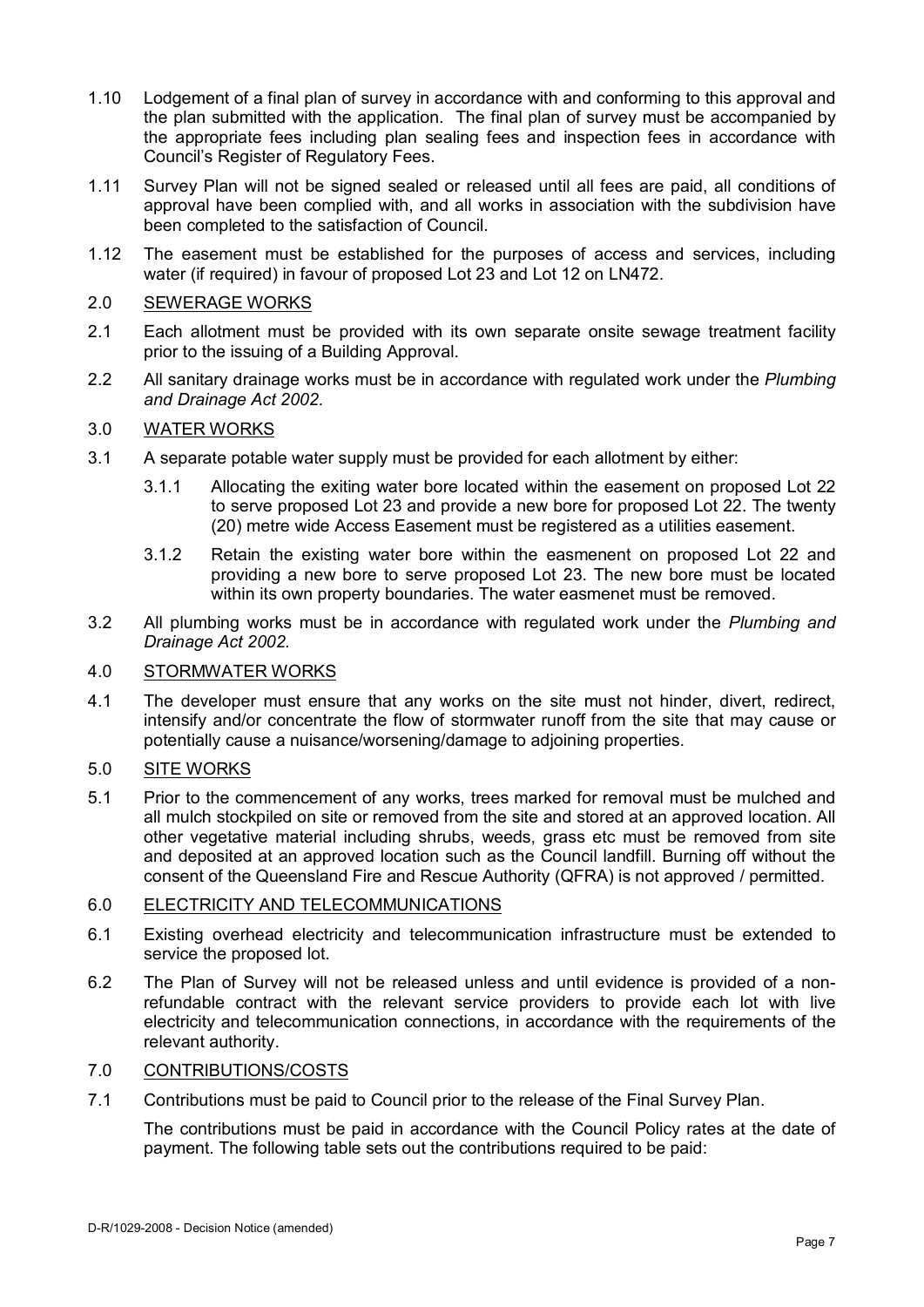1.10 Lodgement of a final plan of survey in accordance with and conforming to this approval and the plan submitted with the application. The final plan of survey must be accompanied by the appropriate fees including plan sealing fees and inspection fees in accordance with Council's Register of Regulatory Fees.

1.11 Survey Plan will not be signed sealed or released until all fees are paid, all conditions of approval have been complied with, and all works in association with the subdivision have been completed to the satisfaction of Council.

1.12 The easement must be established for the purposes of access and services, including water (if required) in favour of proposed Lot 23 and Lot 12 on LN472.

2.0 <u>SEWERAGE WORKS</u>

2.1 Each allotment must be provided with its own separate onsite sewage treatment facility prior to the issuing of a Building Approval.

2.2 All sanitary drainage works must be in accordance with regulated work under the *Plumbing and Drainage Act 2002.*

3.0 <u>WATER WORKS</u>

3.1 A separate potable water supply must be provided for each allotment by either:

3.1.1 Allocating the exiting water bore located within the easement on proposed Lot 22 to serve proposed Lot 23 and provide a new bore for proposed Lot 22. The twenty (20) metre wide Access Easement must be registered as a utilities easement.

3.1.2 Retain the existing water bore within the easmenent on proposed Lot 22 and providing a new bore to serve proposed Lot 23. The new bore must be located within its own property boundaries. The water easmenet must be removed.

3.2 All plumbing works must be in accordance with regulated work under the *Plumbing and Drainage Act 2002.*

4.0 <u>STORMWATER WORKS</u>

4.1 The developer must ensure that any works on the site must not hinder, divert, redirect, intensify and/or concentrate the flow of stormwater runoff from the site that may cause or potentially cause a nuisance/worsening/damage to adjoining properties.

5.0 <u>SITE WORKS</u>

5.1 Prior to the commencement of any works, trees marked for removal must be mulched and all mulch stockpiled on site or removed from the site and stored at an approved location. All other vegetative material including shrubs, weeds, grass etc must be removed from site and deposited at an approved location such as the Council landfill. Burning off without the consent of the Queensland Fire and Rescue Authority (QFRA) is not approved / permitted.

6.0 <u>ELECTRICITY AND TELECOMMUNICATIONS</u>

6.1 Existing overhead electricity and telecommunication infrastructure must be extended to service the proposed lot.

6.2 The Plan of Survey will not be released unless and until evidence is provided of a non-refundable contract with the relevant service providers to provide each lot with live electricity and telecommunication connections, in accordance with the requirements of the relevant authority.

7.0 <u>CONTRIBUTIONS/COSTS</u>

7.1 Contributions must be paid to Council prior to the release of the Final Survey Plan.

The contributions must be paid in accordance with the Council Policy rates at the date of payment. The following table sets out the contributions required to be paid: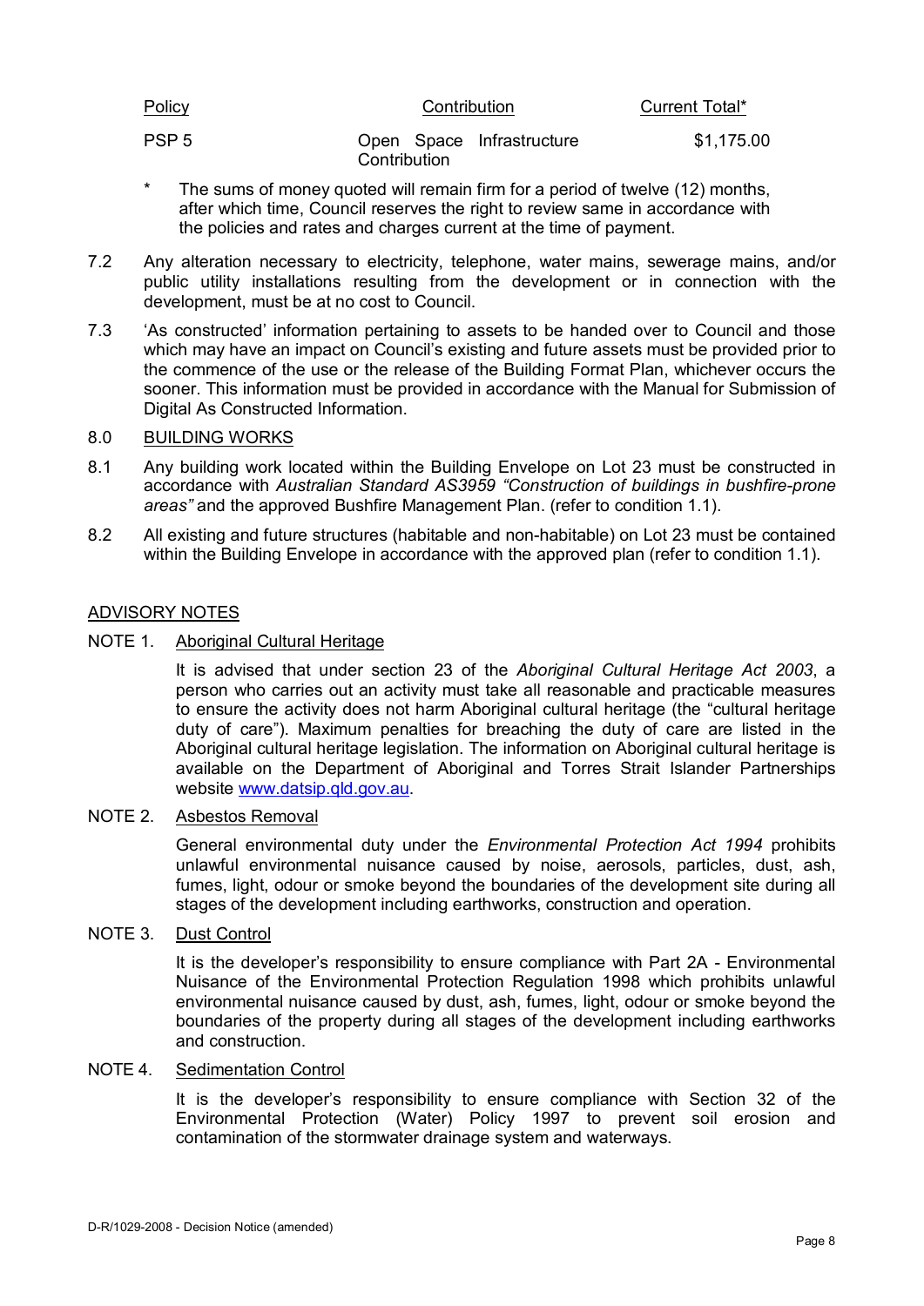| Policy | Contribution | Current Total* |
| --- | --- | --- |
| PSP 5 | Open Space Infrastructure Contribution | $1,175.00 |

\* The sums of money quoted will remain firm for a period of twelve (12) months, after which time, Council reserves the right to review same in accordance with the policies and rates and charges current at the time of payment.

7.2 Any alteration necessary to electricity, telephone, water mains, sewerage mains, and/or public utility installations resulting from the development or in connection with the development, must be at no cost to Council.

7.3 'As constructed' information pertaining to assets to be handed over to Council and those which may have an impact on Council's existing and future assets must be provided prior to the commence of the use or the release of the Building Format Plan, whichever occurs the sooner. This information must be provided in accordance with the Manual for Submission of Digital As Constructed Information.

8.0 BUILDING WORKS

8.1 Any building work located within the Building Envelope on Lot 23 must be constructed in accordance with *Australian Standard AS3959 "Construction of buildings in bushfire-prone areas"* and the approved Bushfire Management Plan. (refer to condition 1.1).

8.2 All existing and future structures (habitable and non-habitable) on Lot 23 must be contained within the Building Envelope in accordance with the approved plan (refer to condition 1.1).

## ADVISORY NOTES

NOTE 1. Aboriginal Cultural Heritage

It is advised that under section 23 of the *Aboriginal Cultural Heritage Act 2003*, a person who carries out an activity must take all reasonable and practicable measures to ensure the activity does not harm Aboriginal cultural heritage (the "cultural heritage duty of care"). Maximum penalties for breaching the duty of care are listed in the Aboriginal cultural heritage legislation. The information on Aboriginal cultural heritage is available on the Department of Aboriginal and Torres Strait Islander Partnerships website www.datsip.qld.gov.au.

NOTE 2. Asbestos Removal

General environmental duty under the *Environmental Protection Act 1994* prohibits unlawful environmental nuisance caused by noise, aerosols, particles, dust, ash, fumes, light, odour or smoke beyond the boundaries of the development site during all stages of the development including earthworks, construction and operation.

NOTE 3. Dust Control

It is the developer's responsibility to ensure compliance with Part 2A - Environmental Nuisance of the Environmental Protection Regulation 1998 which prohibits unlawful environmental nuisance caused by dust, ash, fumes, light, odour or smoke beyond the boundaries of the property during all stages of the development including earthworks and construction.

NOTE 4. Sedimentation Control

It is the developer's responsibility to ensure compliance with Section 32 of the Environmental Protection (Water) Policy 1997 to prevent soil erosion and contamination of the stormwater drainage system and waterways.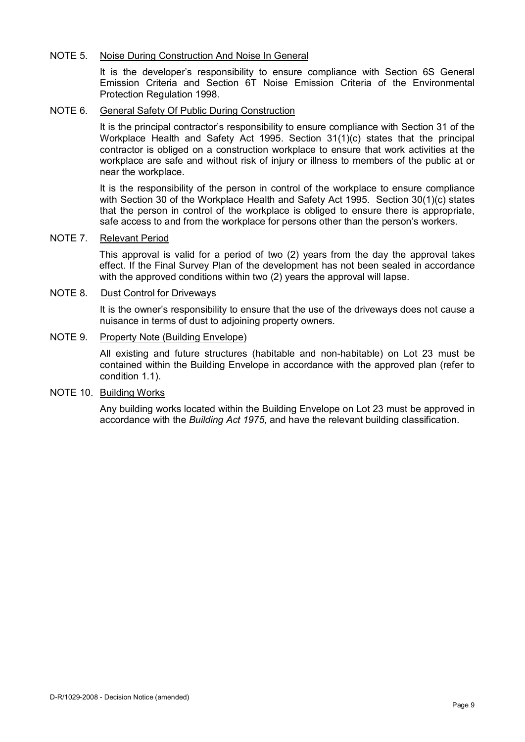NOTE 5. <u>Noise During Construction And Noise In General</u>

It is the developer's responsibility to ensure compliance with Section 6S General Emission Criteria and Section 6T Noise Emission Criteria of the Environmental Protection Regulation 1998.

NOTE 6. <u>General Safety Of Public During Construction</u>

It is the principal contractor's responsibility to ensure compliance with Section 31 of the Workplace Health and Safety Act 1995. Section 31(1)(c) states that the principal contractor is obliged on a construction workplace to ensure that work activities at the workplace are safe and without risk of injury or illness to members of the public at or near the workplace.

It is the responsibility of the person in control of the workplace to ensure compliance with Section 30 of the Workplace Health and Safety Act 1995. Section 30(1)(c) states that the person in control of the workplace is obliged to ensure there is appropriate, safe access to and from the workplace for persons other than the person's workers.

NOTE 7. <u>Relevant Period</u>

This approval is valid for a period of two (2) years from the day the approval takes effect. If the Final Survey Plan of the development has not been sealed in accordance with the approved conditions within two (2) years the approval will lapse.

NOTE 8. <u>Dust Control for Driveways</u>

It is the owner's responsibility to ensure that the use of the driveways does not cause a nuisance in terms of dust to adjoining property owners.

NOTE 9. <u>Property Note (Building Envelope)</u>

All existing and future structures (habitable and non-habitable) on Lot 23 must be contained within the Building Envelope in accordance with the approved plan (refer to condition 1.1).

NOTE 10. <u>Building Works</u>

Any building works located within the Building Envelope on Lot 23 must be approved in accordance with the *Building Act 1975,* and have the relevant building classification.

D-R/1029-2008 - Decision Notice (amended)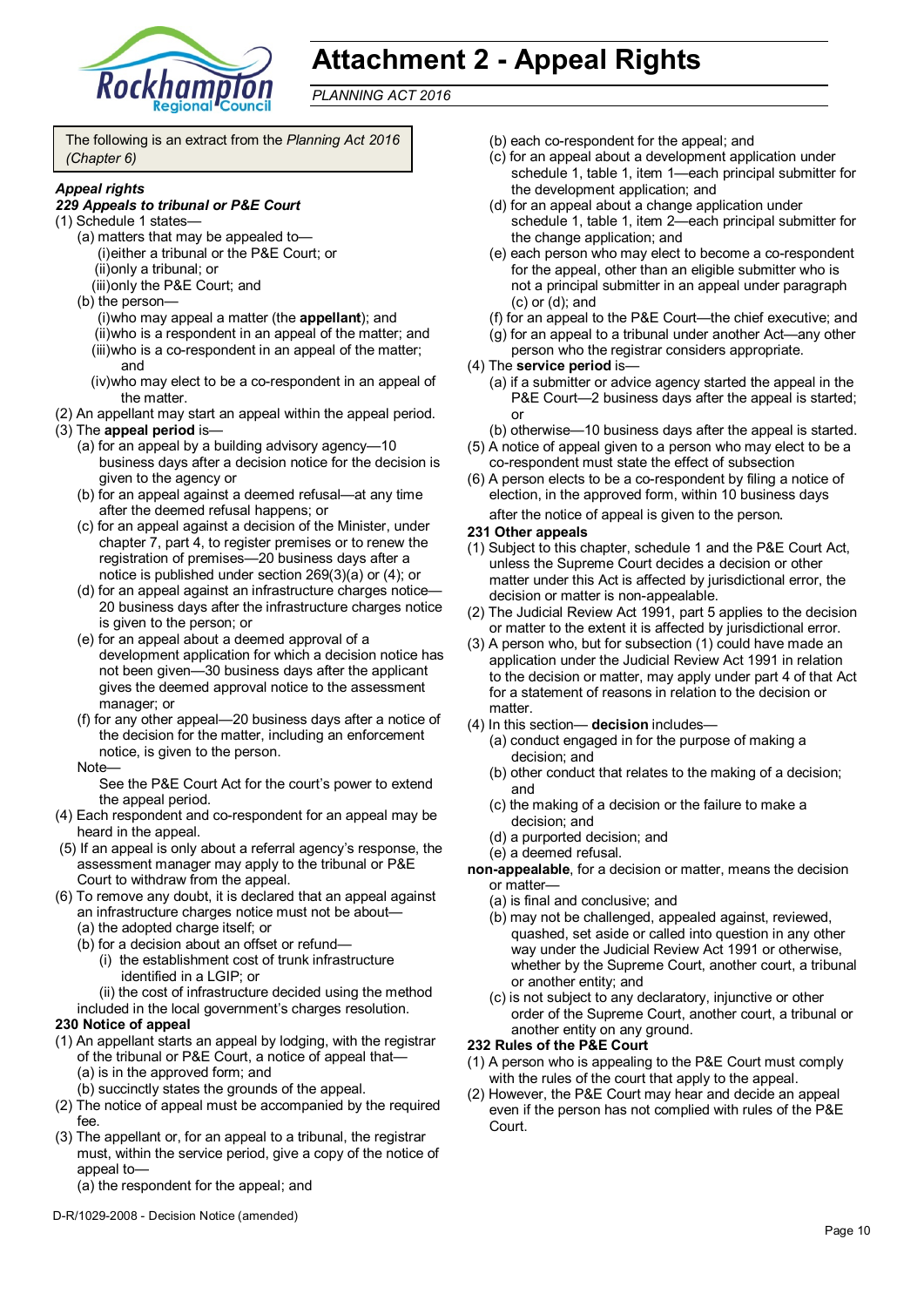# Attachment 2 - Appeal Rights

*PLANNING ACT 2016*

The following is an extract from the *Planning Act 2016 (Chapter 6)*

***Appeal rights***

***229 Appeals to tribunal or P&E Court***

(1) Schedule 1 states—
  (a) matters that may be appealed to—
    (i) either a tribunal or the P&E Court; or
    (ii) only a tribunal; or
    (iii) only the P&E Court; and
  (b) the person—
    (i) who may appeal a matter (the **appellant**); and
    (ii) who is a respondent in an appeal of the matter; and
    (iii) who is a co-respondent in an appeal of the matter; and
    (iv) who may elect to be a co-respondent in an appeal of the matter.

(2) An appellant may start an appeal within the appeal period.

(3) The **appeal period** is—
  (a) for an appeal by a building advisory agency—10 business days after a decision notice for the decision is given to the agency or
  (b) for an appeal against a deemed refusal—at any time after the deemed refusal happens; or
  (c) for an appeal against a decision of the Minister, under chapter 7, part 4, to register premises or to renew the registration of premises—20 business days after a notice is published under section 269(3)(a) or (4); or
  (d) for an appeal against an infrastructure charges notice—20 business days after the infrastructure charges notice is given to the person; or
  (e) for an appeal about a deemed approval of a development application for which a decision notice has not been given—30 business days after the applicant gives the deemed approval notice to the assessment manager; or
  (f) for any other appeal—20 business days after a notice of the decision for the matter, including an enforcement notice, is given to the person.

  Note—
  See the P&E Court Act for the court's power to extend the appeal period.

(4) Each respondent and co-respondent for an appeal may be heard in the appeal.

(5) If an appeal is only about a referral agency's response, the assessment manager may apply to the tribunal or P&E Court to withdraw from the appeal.

(6) To remove any doubt, it is declared that an appeal against an infrastructure charges notice must not be about—
  (a) the adopted charge itself; or
  (b) for a decision about an offset or refund—
    (i) the establishment cost of trunk infrastructure identified in a LGIP; or
    (ii) the cost of infrastructure decided using the method

included in the local government's charges resolution.

**230 Notice of appeal**

(1) An appellant starts an appeal by lodging, with the registrar of the tribunal or P&E Court, a notice of appeal that—
  (a) is in the approved form; and
  (b) succinctly states the grounds of the appeal.

(2) The notice of appeal must be accompanied by the required fee.

(3) The appellant or, for an appeal to a tribunal, the registrar must, within the service period, give a copy of the notice of appeal to—
  (a) the respondent for the appeal; and
  (b) each co-respondent for the appeal; and
  (c) for an appeal about a development application under schedule 1, table 1, item 1—each principal submitter for the development application; and
  (d) for an appeal about a change application under schedule 1, table 1, item 2—each principal submitter for the change application; and
  (e) each person who may elect to become a co-respondent for the appeal, other than an eligible submitter who is not a principal submitter in an appeal under paragraph (c) or (d); and
  (f) for an appeal to the P&E Court—the chief executive; and
  (g) for an appeal to a tribunal under another Act—any other person who the registrar considers appropriate.

(4) The **service period** is—
  (a) if a submitter or advice agency started the appeal in the P&E Court—2 business days after the appeal is started; or
  (b) otherwise—10 business days after the appeal is started.

(5) A notice of appeal given to a person who may elect to be a co-respondent must state the effect of subsection

(6) A person elects to be a co-respondent by filing a notice of election, in the approved form, within 10 business days after the notice of appeal is given to the person.

**231 Other appeals**

(1) Subject to this chapter, schedule 1 and the P&E Court Act, unless the Supreme Court decides a decision or other matter under this Act is affected by jurisdictional error, the decision or matter is non-appealable.

(2) The Judicial Review Act 1991, part 5 applies to the decision or matter to the extent it is affected by jurisdictional error.

(3) A person who, but for subsection (1) could have made an application under the Judicial Review Act 1991 in relation to the decision or matter, may apply under part 4 of that Act for a statement of reasons in relation to the decision or matter.

(4) In this section— **decision** includes—
  (a) conduct engaged in for the purpose of making a decision; and
  (b) other conduct that relates to the making of a decision; and
  (c) the making of a decision or the failure to make a decision; and
  (d) a purported decision; and
  (e) a deemed refusal.

**non-appealable**, for a decision or matter, means the decision or matter—
  (a) is final and conclusive; and
  (b) may not be challenged, appealed against, reviewed, quashed, set aside or called into question in any other way under the Judicial Review Act 1991 or otherwise, whether by the Supreme Court, another court, a tribunal or another entity; and
  (c) is not subject to any declaratory, injunctive or other order of the Supreme Court, another court, a tribunal or another entity on any ground.

**232 Rules of the P&E Court**

(1) A person who is appealing to the P&E Court must comply with the rules of the court that apply to the appeal.

(2) However, the P&E Court may hear and decide an appeal even if the person has not complied with rules of the P&E Court.

D-R/1029-2008 - Decision Notice (amended)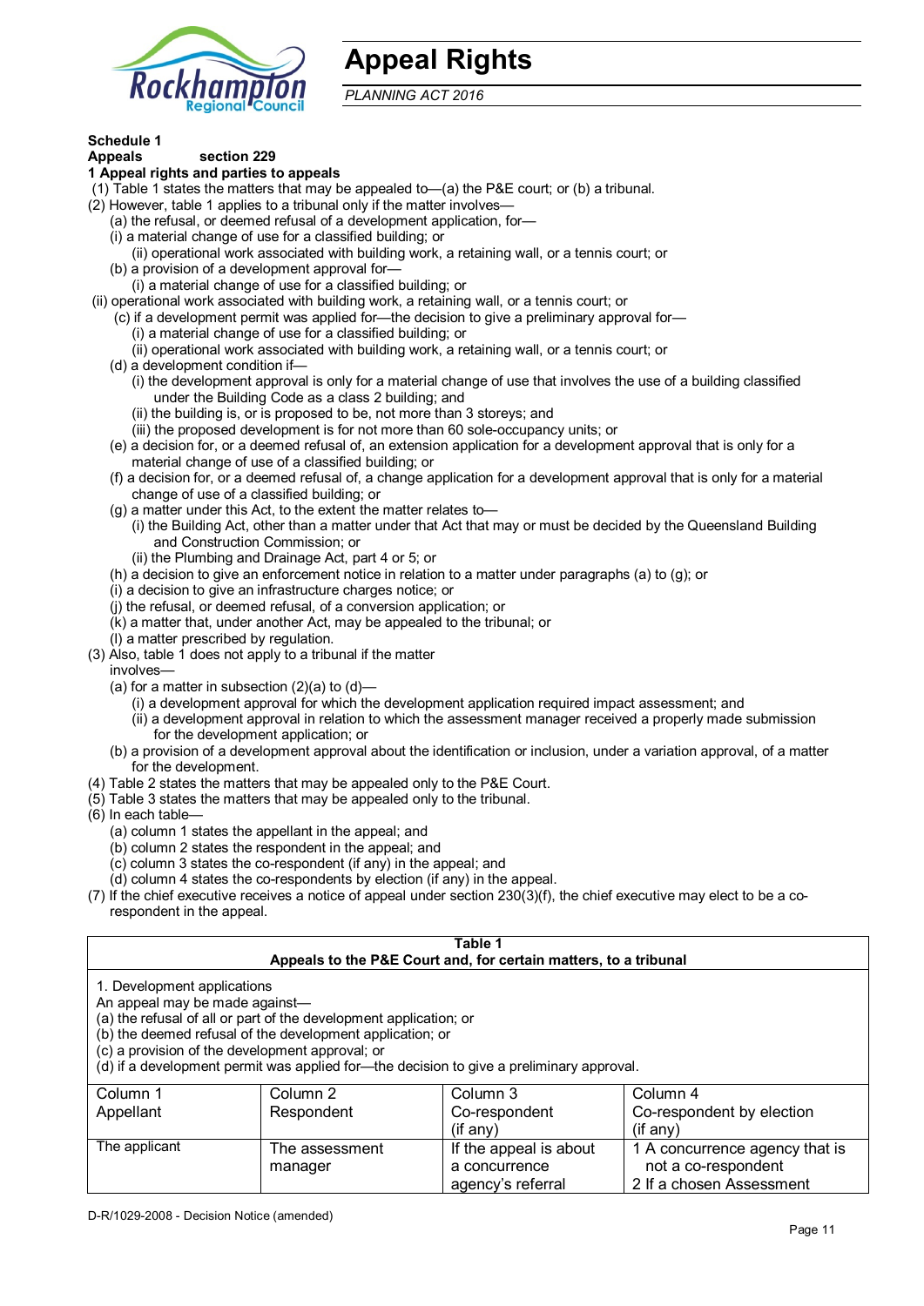# Appeal Rights

*PLANNING ACT 2016*

**Schedule 1**
**Appeals section 229**

**1 Appeal rights and parties to appeals**

(1) Table 1 states the matters that may be appealed to—(a) the P&E court; or (b) a tribunal.

(2) However, table 1 applies to a tribunal only if the matter involves—

(a) the refusal, or deemed refusal of a development application, for—

(i) a material change of use for a classified building; or

(ii) operational work associated with building work, a retaining wall, or a tennis court; or

(b) a provision of a development approval for—

(i) a material change of use for a classified building; or

(ii) operational work associated with building work, a retaining wall, or a tennis court; or

(c) if a development permit was applied for—the decision to give a preliminary approval for—

(i) a material change of use for a classified building; or

(ii) operational work associated with building work, a retaining wall, or a tennis court; or

(d) a development condition if—

(i) the development approval is only for a material change of use that involves the use of a building classified under the Building Code as a class 2 building; and

(ii) the building is, or is proposed to be, not more than 3 storeys; and

(iii) the proposed development is for not more than 60 sole-occupancy units; or

(e) a decision for, or a deemed refusal of, an extension application for a development approval that is only for a material change of use of a classified building; or

(f) a decision for, or a deemed refusal of, a change application for a development approval that is only for a material change of use of a classified building; or

(g) a matter under this Act, to the extent the matter relates to—

(i) the Building Act, other than a matter under that Act that may or must be decided by the Queensland Building and Construction Commission; or

(ii) the Plumbing and Drainage Act, part 4 or 5; or

(h) a decision to give an enforcement notice in relation to a matter under paragraphs (a) to (g); or

(i) a decision to give an infrastructure charges notice; or

(j) the refusal, or deemed refusal, of a conversion application; or

(k) a matter that, under another Act, may be appealed to the tribunal; or

(l) a matter prescribed by regulation.

(3) Also, table 1 does not apply to a tribunal if the matter involves—

(a) for a matter in subsection (2)(a) to (d)—

(i) a development approval for which the development application required impact assessment; and

(ii) a development approval in relation to which the assessment manager received a properly made submission for the development application; or

(b) a provision of a development approval about the identification or inclusion, under a variation approval, of a matter for the development.

(4) Table 2 states the matters that may be appealed only to the P&E Court.

(5) Table 3 states the matters that may be appealed only to the tribunal.

(6) In each table—

(a) column 1 states the appellant in the appeal; and

(b) column 2 states the respondent in the appeal; and

(c) column 3 states the co-respondent (if any) in the appeal; and

(d) column 4 states the co-respondents by election (if any) in the appeal.

(7) If the chief executive receives a notice of appeal under section 230(3)(f), the chief executive may elect to be a co-respondent in the appeal.

**Table 1**
**Appeals to the P&E Court and, for certain matters, to a tribunal**

1. Development applications
An appeal may be made against—
(a) the refusal of all or part of the development application; or
(b) the deemed refusal of the development application; or
(c) a provision of the development approval; or
(d) if a development permit was applied for—the decision to give a preliminary approval.

| Column 1<br>Appellant | Column 2<br>Respondent | Column 3<br>Co-respondent<br>(if any) | Column 4<br>Co-respondent by election<br>(if any) |
|---|---|---|---|
| The applicant | The assessment manager | If the appeal is about a concurrence agency's referral | 1 A concurrence agency that is not a co-respondent<br>2 If a chosen Assessment |

D-R/1029-2008 - Decision Notice (amended)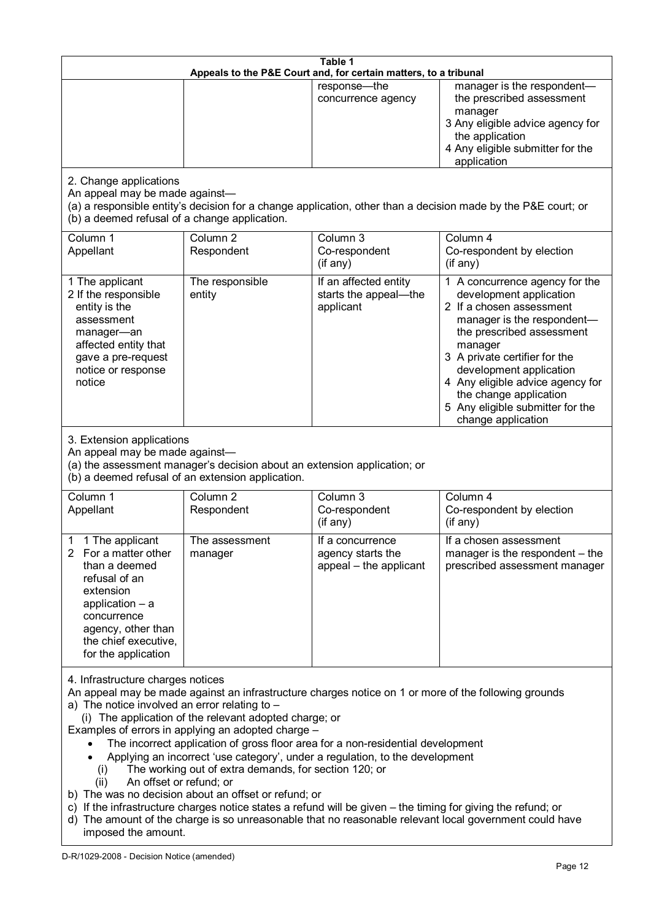**Table 1**
**Appeals to the P&E Court and, for certain matters, to a tribunal**

| | | | |
|---|---|---|---|
| | | response—the concurrence agency | manager is the respondent—the prescribed assessment manager<br>3 Any eligible advice agency for the application<br>4 Any eligible submitter for the application |

2. Change applications

An appeal may be made against—

(a) a responsible entity's decision for a change application, other than a decision made by the P&E court; or

(b) a deemed refusal of a change application.

| Column 1<br>Appellant | Column 2<br>Respondent | Column 3<br>Co-respondent<br>(if any) | Column 4<br>Co-respondent by election<br>(if any) |
|---|---|---|---|
| 1 The applicant<br>2 If the responsible entity is the assessment manager—an affected entity that gave a pre-request notice or response notice | The responsible entity | If an affected entity starts the appeal—the applicant | 1 A concurrence agency for the development application<br>2 If a chosen assessment manager is the respondent—the prescribed assessment manager<br>3 A private certifier for the development application<br>4 Any eligible advice agency for the change application<br>5 Any eligible submitter for the change application |

3. Extension applications

An appeal may be made against—

(a) the assessment manager's decision about an extension application; or

(b) a deemed refusal of an extension application.

| Column 1<br>Appellant | Column 2<br>Respondent | Column 3<br>Co-respondent<br>(if any) | Column 4<br>Co-respondent by election<br>(if any) |
|---|---|---|---|
| 1 1 The applicant<br>2 For a matter other than a deemed refusal of an extension application – a concurrence agency, other than the chief executive, for the application | The assessment manager | If a concurrence agency starts the appeal – the applicant | If a chosen assessment manager is the respondent – the prescribed assessment manager |

4. Infrastructure charges notices

An appeal may be made against an infrastructure charges notice on 1 or more of the following grounds

a) The notice involved an error relating to –
   (i) The application of the relevant adopted charge; or

Examples of errors in applying an adopted charge –

- The incorrect application of gross floor area for a non-residential development
- Applying an incorrect 'use category', under a regulation, to the development
   (i) The working out of extra demands, for section 120; or
   (ii) An offset or refund; or

b) The was no decision about an offset or refund; or

c) If the infrastructure charges notice states a refund will be given – the timing for giving the refund; or

d) The amount of the charge is so unreasonable that no reasonable relevant local government could have imposed the amount.

D-R/1029-2008 - Decision Notice (amended)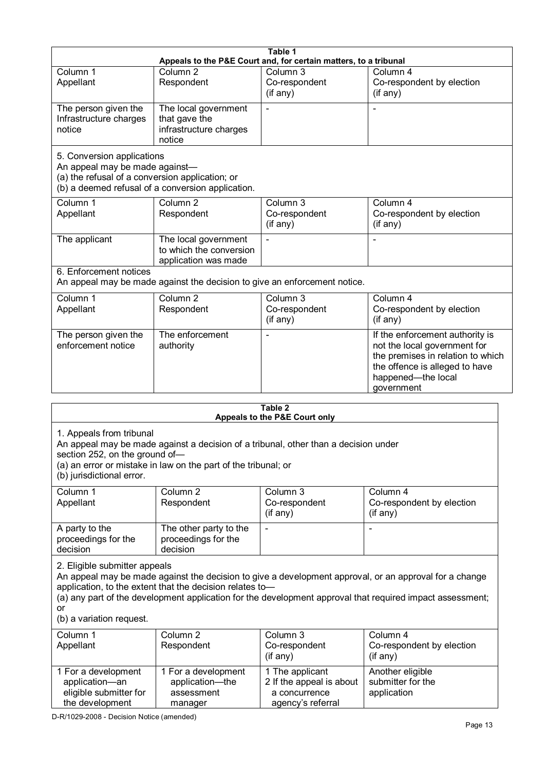**Table 1**
**Appeals to the P&E Court and, for certain matters, to a tribunal**

| Column 1<br>Appellant | Column 2<br>Respondent | Column 3<br>Co-respondent<br>(if any) | Column 4<br>Co-respondent by election<br>(if any) |
|---|---|---|---|
| The person given the Infrastructure charges notice | The local government that gave the infrastructure charges notice | - | - |

5. Conversion applications
An appeal may be made against—
(a) the refusal of a conversion application; or
(b) a deemed refusal of a conversion application.

| Column 1<br>Appellant | Column 2<br>Respondent | Column 3<br>Co-respondent<br>(if any) | Column 4<br>Co-respondent by election<br>(if any) |
|---|---|---|---|
| The applicant | The local government to which the conversion application was made | - | - |

6. Enforcement notices
An appeal may be made against the decision to give an enforcement notice.

| Column 1<br>Appellant | Column 2<br>Respondent | Column 3<br>Co-respondent<br>(if any) | Column 4<br>Co-respondent by election<br>(if any) |
|---|---|---|---|
| The person given the enforcement notice | The enforcement authority | - | If the enforcement authority is not the local government for the premises in relation to which the offence is alleged to have happened—the local government |

**Table 2**
**Appeals to the P&E Court only**

1. Appeals from tribunal
An appeal may be made against a decision of a tribunal, other than a decision under section 252, on the ground of—
(a) an error or mistake in law on the part of the tribunal; or
(b) jurisdictional error.

| Column 1<br>Appellant | Column 2<br>Respondent | Column 3<br>Co-respondent<br>(if any) | Column 4<br>Co-respondent by election<br>(if any) |
|---|---|---|---|
| A party to the proceedings for the decision | The other party to the proceedings for the decision | - | - |

2. Eligible submitter appeals
An appeal may be made against the decision to give a development approval, or an approval for a change application, to the extent that the decision relates to—
(a) any part of the development application for the development approval that required impact assessment; or
(b) a variation request.

| Column 1<br>Appellant | Column 2<br>Respondent | Column 3<br>Co-respondent<br>(if any) | Column 4<br>Co-respondent by election<br>(if any) |
|---|---|---|---|
| 1 For a development application—an eligible submitter for the development | 1 For a development application—the assessment manager | 1 The applicant<br>2 If the appeal is about a concurrence agency's referral | Another eligible submitter for the application |

D-R/1029-2008 - Decision Notice (amended)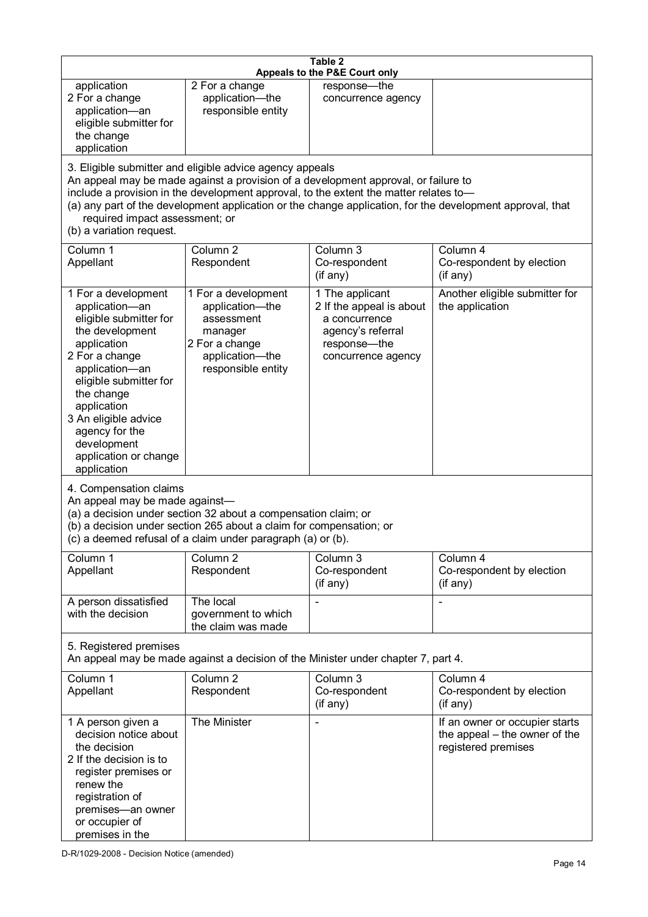**Table 2**
**Appeals to the P&E Court only**

| | | | |
|---|---|---|---|
| application<br>2 For a change application—an eligible submitter for the change application | 2 For a change application—the responsible entity | response—the concurrence agency | |

3. Eligible submitter and eligible advice agency appeals
An appeal may be made against a provision of a development approval, or failure to include a provision in the development approval, to the extent the matter relates to—
(a) any part of the development application or the change application, for the development approval, that required impact assessment; or
(b) a variation request.

| Column 1<br>Appellant | Column 2<br>Respondent | Column 3<br>Co-respondent<br>(if any) | Column 4<br>Co-respondent by election<br>(if any) |
|---|---|---|---|
| 1 For a development application—an eligible submitter for the development application<br>2 For a change application—an eligible submitter for the change application<br>3 An eligible advice agency for the development application or change application | 1 For a development application—the assessment manager<br>2 For a change application—the responsible entity | 1 The applicant<br>2 If the appeal is about a concurrence agency's referral response—the concurrence agency | Another eligible submitter for the application |

4. Compensation claims
An appeal may be made against—
(a) a decision under section 32 about a compensation claim; or
(b) a decision under section 265 about a claim for compensation; or
(c) a deemed refusal of a claim under paragraph (a) or (b).

| Column 1<br>Appellant | Column 2<br>Respondent | Column 3<br>Co-respondent<br>(if any) | Column 4<br>Co-respondent by election<br>(if any) |
|---|---|---|---|
| A person dissatisfied with the decision | The local government to which the claim was made | - | - |

5. Registered premises
An appeal may be made against a decision of the Minister under chapter 7, part 4.

| Column 1<br>Appellant | Column 2<br>Respondent | Column 3<br>Co-respondent<br>(if any) | Column 4<br>Co-respondent by election<br>(if any) |
|---|---|---|---|
| 1 A person given a decision notice about the decision<br>2 If the decision is to register premises or renew the registration of premises—an owner or occupier of premises in the | The Minister | - | If an owner or occupier starts the appeal – the owner of the registered premises |

D-R/1029-2008 - Decision Notice (amended)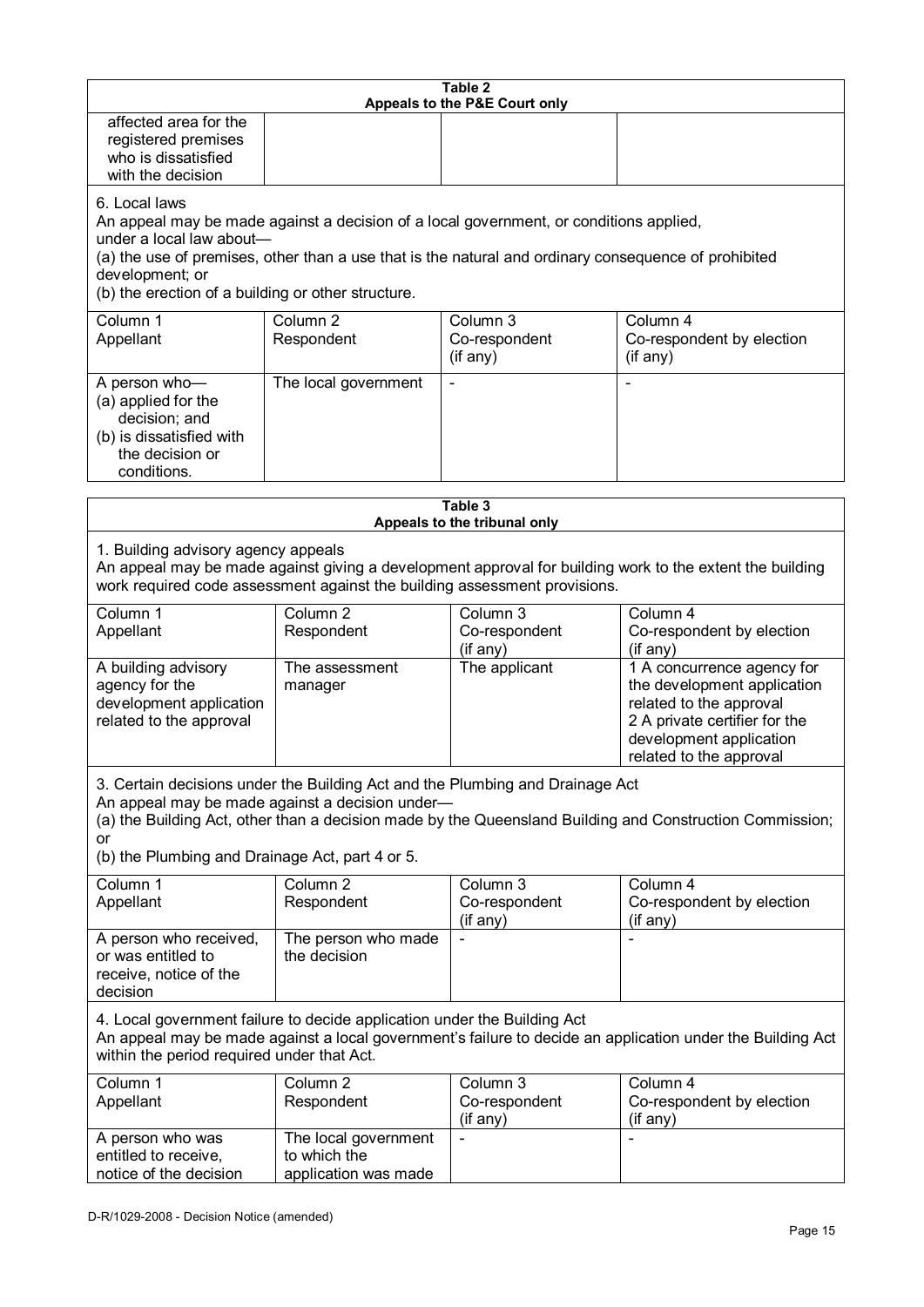| Table 2<br>Appeals to the P&E Court only | | | |
|---|---|---|---|
| affected area for the registered premises who is dissatisfied with the decision | | | |

**6. Local laws**

An appeal may be made against a decision of a local government, or conditions applied, under a local law about—

(a) the use of premises, other than a use that is the natural and ordinary consequence of prohibited development; or

(b) the erection of a building or other structure.

| Column 1<br>Appellant | Column 2<br>Respondent | Column 3<br>Co-respondent<br>(if any) | Column 4<br>Co-respondent by election<br>(if any) |
|---|---|---|---|
| A person who—<br>(a) applied for the decision; and<br>(b) is dissatisfied with the decision or conditions. | The local government | - | - |

## Table 3
### Appeals to the tribunal only

**1. Building advisory agency appeals**

An appeal may be made against giving a development approval for building work to the extent the building work required code assessment against the building assessment provisions.

| Column 1<br>Appellant | Column 2<br>Respondent | Column 3<br>Co-respondent<br>(if any) | Column 4<br>Co-respondent by election<br>(if any) |
|---|---|---|---|
| A building advisory agency for the development application related to the approval | The assessment manager | The applicant | 1 A concurrence agency for the development application related to the approval<br>2 A private certifier for the development application related to the approval |

**3. Certain decisions under the Building Act and the Plumbing and Drainage Act**

An appeal may be made against a decision under—

(a) the Building Act, other than a decision made by the Queensland Building and Construction Commission; or

(b) the Plumbing and Drainage Act, part 4 or 5.

| Column 1<br>Appellant | Column 2<br>Respondent | Column 3<br>Co-respondent<br>(if any) | Column 4<br>Co-respondent by election<br>(if any) |
|---|---|---|---|
| A person who received, or was entitled to receive, notice of the decision | The person who made the decision | - | - |

**4. Local government failure to decide application under the Building Act**

An appeal may be made against a local government's failure to decide an application under the Building Act within the period required under that Act.

| Column 1<br>Appellant | Column 2<br>Respondent | Column 3<br>Co-respondent<br>(if any) | Column 4<br>Co-respondent by election<br>(if any) |
|---|---|---|---|
| A person who was entitled to receive, notice of the decision | The local government to which the application was made | - | - |

D-R/1029-2008 - Decision Notice (amended)